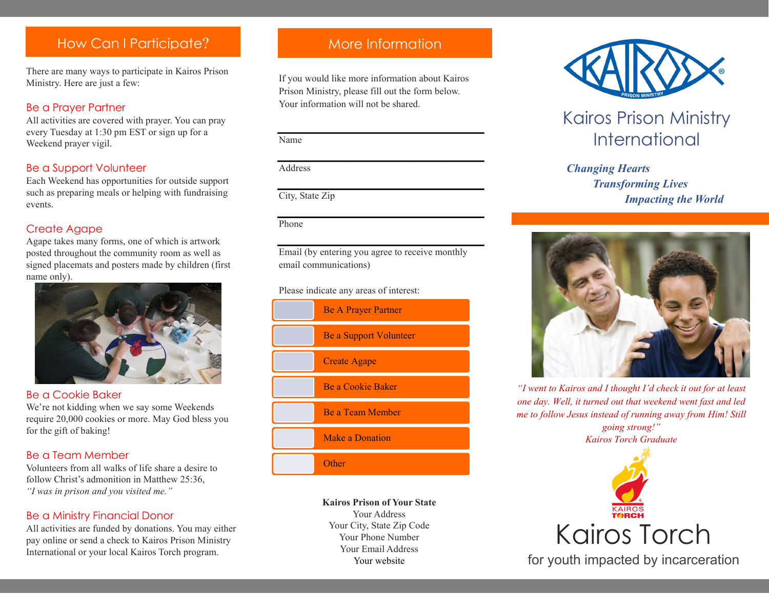## How Can I Participate?

There are many ways to participate in Kairos Prison Ministry. Here are just a few:

### Be a Prayer Partner

All activities are covered with prayer. You can pray every Tuesday at 1:30 pm EST or sign up for a Weekend prayer vigil.

### Be a Support Volunteer

Each Weekend has opportunities for outside support such as preparing meals or helping with fundraising events.

### Create Agape

Agape takes many forms, one of which is artwork posted throughout the community room as well as signed placemats and posters made by children (first name only).

### Be a Cookie Baker

We're not kidding when we say some Weekends require 20,000 cookies or more. May God bless you for the gift of baking!

### Be a Team Member

Volunteers from all walks of life share a desire to follow Christ's admonition in Matthew 25:36, *"I was in prison and you visited me."*

### Be a Ministry Financial Donor

All activities are funded by donations. You may either pay online or send a check to Kairos Prison Ministry International or your local Kairos Torch program.

## More Information

If you would like more information about Kairos Prison Ministry, please fill out the form below. Your information will not be shared.

Name

Address

City, State Zip

Phone

Email (by entering you agree to receive monthly email communications)

Please indicate any areas of interest:

- Be A Prayer Partner
- Be a Support Volunteer
- Create Agape
- Be a Cookie Baker
- Be a Team Member
- Make a Donation
- Other

**Kairos Prison of Your State**
Your Address
Your City, State Zip Code
Your Phone Number
Your Email Address
Your website

KAIROS PRISON MINISTRY ®

# Kairos Prison Ministry International

***Changing Hearts***
***Transforming Lives***
***Impacting the World***

*"I went to Kairos and I thought I'd check it out for at least one day. Well, it turned out that weekend went fast and led me to follow Jesus instead of running away from Him! Still going strong!"*
*Kairos Torch Graduate*

KAIROS TORCH ®

# Kairos Torch

for youth impacted by incarceration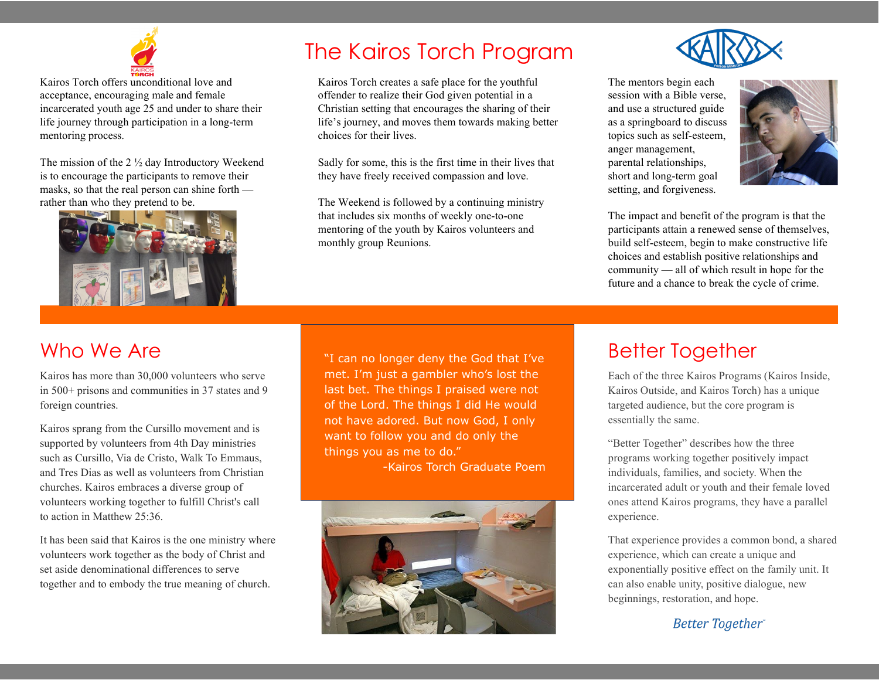# The Kairos Torch Program

Kairos Torch offers unconditional love and acceptance, encouraging male and female incarcerated youth age 25 and under to share their life journey through participation in a long-term mentoring process.

The mission of the 2 ½ day Introductory Weekend is to encourage the participants to remove their masks, so that the real person can shine forth — rather than who they pretend to be.

Kairos Torch creates a safe place for the youthful offender to realize their God given potential in a Christian setting that encourages the sharing of their life's journey, and moves them towards making better choices for their lives.

Sadly for some, this is the first time in their lives that they have freely received compassion and love.

The Weekend is followed by a continuing ministry that includes six months of weekly one-to-one mentoring of the youth by Kairos volunteers and monthly group Reunions.

The mentors begin each session with a Bible verse, and use a structured guide as a springboard to discuss topics such as self-esteem, anger management, parental relationships, short and long-term goal setting, and forgiveness.

The impact and benefit of the program is that the participants attain a renewed sense of themselves, build self-esteem, begin to make constructive life choices and establish positive relationships and community — all of which result in hope for the future and a chance to break the cycle of crime.

## Who We Are

Kairos has more than 30,000 volunteers who serve in 500+ prisons and communities in 37 states and 9 foreign countries.

Kairos sprang from the Cursillo movement and is supported by volunteers from 4th Day ministries such as Cursillo, Via de Cristo, Walk To Emmaus, and Tres Dias as well as volunteers from Christian churches. Kairos embraces a diverse group of volunteers working together to fulfill Christ's call to action in Matthew 25:36.

It has been said that Kairos is the one ministry where volunteers work together as the body of Christ and set aside denominational differences to serve together and to embody the true meaning of church.

"I can no longer deny the God that I've met. I'm just a gambler who's lost the last bet. The things I praised were not of the Lord. The things I did He would not have adored. But now God, I only want to follow you and do only the things you as me to do."

-Kairos Torch Graduate Poem

## Better Together

Each of the three Kairos Programs (Kairos Inside, Kairos Outside, and Kairos Torch) has a unique targeted audience, but the core program is essentially the same.

"Better Together" describes how the three programs working together positively impact individuals, families, and society. When the incarcerated adult or youth and their female loved ones attend Kairos programs, they have a parallel experience.

That experience provides a common bond, a shared experience, which can create a unique and exponentially positive effect on the family unit. It can also enable unity, positive dialogue, new beginnings, restoration, and hope.

*Better Together*™